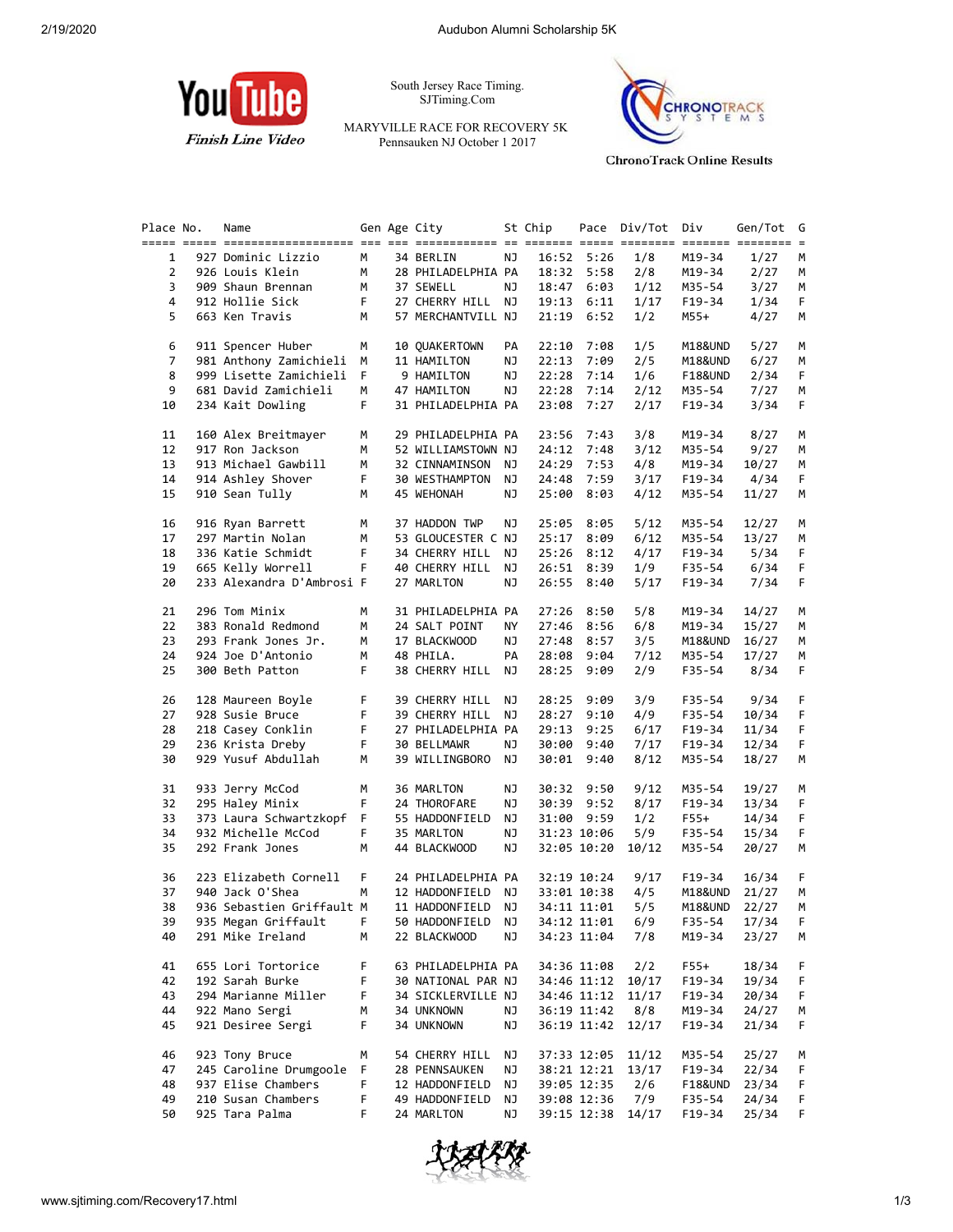South Jersey Race Timing.
SJTiming.Com

MARYVILLE RACE FOR RECOVERY 5K
Pennsauken NJ October 1 2017

YouTube Finish Line Video

ChronoTrack Online Results

| Place | No. | Name | Gen | Age | City | St | Chip | Pace | Div/Tot | Div | Gen/Tot | G |
|---|---|---|---|---|---|---|---|---|---|---|---|---|
| 1 | 927 | Dominic Lizzio | M | 34 | BERLIN | NJ | 16:52 | 5:26 | 1/8 | M19-34 | 1/27 | M |
| 2 | 926 | Louis Klein | M | 28 | PHILADELPHIA | PA | 18:32 | 5:58 | 2/8 | M19-34 | 2/27 | M |
| 3 | 909 | Shaun Brennan | M | 37 | SEWELL | NJ | 18:47 | 6:03 | 1/12 | M35-54 | 3/27 | M |
| 4 | 912 | Hollie Sick | F | 27 | CHERRY HILL | NJ | 19:13 | 6:11 | 1/17 | F19-34 | 1/34 | F |
| 5 | 663 | Ken Travis | M | 57 | MERCHANTVILL | NJ | 21:19 | 6:52 | 1/2 | M55+ | 4/27 | M |
| 6 | 911 | Spencer Huber | M | 10 | QUAKERTOWN | PA | 22:10 | 7:08 | 1/5 | M18&UND | 5/27 | M |
| 7 | 981 | Anthony Zamichieli | M | 11 | HAMILTON | NJ | 22:13 | 7:09 | 2/5 | M18&UND | 6/27 | M |
| 8 | 999 | Lisette Zamichieli | F | 9 | HAMILTON | NJ | 22:28 | 7:14 | 1/6 | F18&UND | 2/34 | F |
| 9 | 681 | David Zamichieli | M | 47 | HAMILTON | NJ | 22:28 | 7:14 | 2/12 | M35-54 | 7/27 | M |
| 10 | 234 | Kait Dowling | F | 31 | PHILADELPHIA | PA | 23:08 | 7:27 | 2/17 | F19-34 | 3/34 | F |
| 11 | 160 | Alex Breitmayer | M | 29 | PHILADELPHIA | PA | 23:56 | 7:43 | 3/8 | M19-34 | 8/27 | M |
| 12 | 917 | Ron Jackson | M | 52 | WILLIAMSTOWN | NJ | 24:12 | 7:48 | 3/12 | M35-54 | 9/27 | M |
| 13 | 913 | Michael Gawbill | M | 32 | CINNAMINSON | NJ | 24:29 | 7:53 | 4/8 | M19-34 | 10/27 | M |
| 14 | 914 | Ashley Shover | F | 30 | WESTHAMPTON | NJ | 24:48 | 7:59 | 3/17 | F19-34 | 4/34 | F |
| 15 | 910 | Sean Tully | M | 45 | WEHONAH | NJ | 25:00 | 8:03 | 4/12 | M35-54 | 11/27 | M |
| 16 | 916 | Ryan Barrett | M | 37 | HADDON TWP | NJ | 25:05 | 8:05 | 5/12 | M35-54 | 12/27 | M |
| 17 | 297 | Martin Nolan | M | 53 | GLOUCESTER C | NJ | 25:17 | 8:09 | 6/12 | M35-54 | 13/27 | M |
| 18 | 336 | Katie Schmidt | F | 34 | CHERRY HILL | NJ | 25:26 | 8:12 | 4/17 | F19-34 | 5/34 | F |
| 19 | 665 | Kelly Worrell | F | 40 | CHERRY HILL | NJ | 26:51 | 8:39 | 1/9 | F35-54 | 6/34 | F |
| 20 | 233 | Alexandra D'Ambrosi | F | 27 | MARLTON | NJ | 26:55 | 8:40 | 5/17 | F19-34 | 7/34 | F |
| 21 | 296 | Tom Minix | M | 31 | PHILADELPHIA | PA | 27:26 | 8:50 | 5/8 | M19-34 | 14/27 | M |
| 22 | 383 | Ronald Redmond | M | 24 | SALT POINT | NY | 27:46 | 8:56 | 6/8 | M19-34 | 15/27 | M |
| 23 | 293 | Frank Jones Jr. | M | 17 | BLACKWOOD | NJ | 27:48 | 8:57 | 3/5 | M18&UND | 16/27 | M |
| 24 | 924 | Joe D'Antonio | M | 48 | PHILA. | PA | 28:08 | 9:04 | 7/12 | M35-54 | 17/27 | M |
| 25 | 300 | Beth Patton | F | 38 | CHERRY HILL | NJ | 28:25 | 9:09 | 2/9 | F35-54 | 8/34 | F |
| 26 | 128 | Maureen Boyle | F | 39 | CHERRY HILL | NJ | 28:25 | 9:09 | 3/9 | F35-54 | 9/34 | F |
| 27 | 928 | Susie Bruce | F | 39 | CHERRY HILL | NJ | 28:27 | 9:10 | 4/9 | F35-54 | 10/34 | F |
| 28 | 218 | Casey Conklin | F | 27 | PHILADELPHIA | PA | 29:13 | 9:25 | 6/17 | F19-34 | 11/34 | F |
| 29 | 236 | Krista Dreby | F | 30 | BELLMAWR | NJ | 30:00 | 9:40 | 7/17 | F19-34 | 12/34 | F |
| 30 | 929 | Yusuf Abdullah | M | 39 | WILLINGBORO | NJ | 30:01 | 9:40 | 8/12 | M35-54 | 18/27 | M |
| 31 | 933 | Jerry McCod | M | 36 | MARLTON | NJ | 30:32 | 9:50 | 9/12 | M35-54 | 19/27 | M |
| 32 | 295 | Haley Minix | F | 24 | THOROFARE | NJ | 30:39 | 9:52 | 8/17 | F19-34 | 13/34 | F |
| 33 | 373 | Laura Schwartzkopf | F | 55 | HADDONFIELD | NJ | 31:00 | 9:59 | 1/2 | F55+ | 14/34 | F |
| 34 | 932 | Michelle McCod | F | 35 | MARLTON | NJ | 31:23 | 10:06 | 5/9 | F35-54 | 15/34 | F |
| 35 | 292 | Frank Jones | M | 44 | BLACKWOOD | NJ | 32:05 | 10:20 | 10/12 | M35-54 | 20/27 | M |
| 36 | 223 | Elizabeth Cornell | F | 24 | PHILADELPHIA | PA | 32:19 | 10:24 | 9/17 | F19-34 | 16/34 | F |
| 37 | 940 | Jack O'Shea | M | 12 | HADDONFIELD | NJ | 33:01 | 10:38 | 4/5 | M18&UND | 21/27 | M |
| 38 | 936 | Sebastien Griffault | M | 11 | HADDONFIELD | NJ | 34:11 | 11:01 | 5/5 | M18&UND | 22/27 | M |
| 39 | 935 | Megan Griffault | F | 50 | HADDONFIELD | NJ | 34:12 | 11:01 | 6/9 | F35-54 | 17/34 | F |
| 40 | 291 | Mike Ireland | M | 22 | BLACKWOOD | NJ | 34:23 | 11:04 | 7/8 | M19-34 | 23/27 | M |
| 41 | 655 | Lori Tortorice | F | 63 | PHILADELPHIA | PA | 34:36 | 11:08 | 2/2 | F55+ | 18/34 | F |
| 42 | 192 | Sarah Burke | F | 30 | NATIONAL PAR | NJ | 34:46 | 11:12 | 10/17 | F19-34 | 19/34 | F |
| 43 | 294 | Marianne Miller | F | 34 | SICKLERVILLE | NJ | 34:46 | 11:12 | 11/17 | F19-34 | 20/34 | F |
| 44 | 922 | Mano Sergi | M | 34 | UNKNOWN | NJ | 36:19 | 11:42 | 8/8 | M19-34 | 24/27 | M |
| 45 | 921 | Desiree Sergi | F | 34 | UNKNOWN | NJ | 36:19 | 11:42 | 12/17 | F19-34 | 21/34 | F |
| 46 | 923 | Tony Bruce | M | 54 | CHERRY HILL | NJ | 37:33 | 12:05 | 11/12 | M35-54 | 25/27 | M |
| 47 | 245 | Caroline Drumgoole | F | 28 | PENNSAUKEN | NJ | 38:21 | 12:21 | 13/17 | F19-34 | 22/34 | F |
| 48 | 937 | Elise Chambers | F | 12 | HADDONFIELD | NJ | 39:05 | 12:35 | 2/6 | F18&UND | 23/34 | F |
| 49 | 210 | Susan Chambers | F | 49 | HADDONFIELD | NJ | 39:08 | 12:36 | 7/9 | F35-54 | 24/34 | F |
| 50 | 925 | Tara Palma | F | 24 | MARLTON | NJ | 39:15 | 12:38 | 14/17 | F19-34 | 25/34 | F |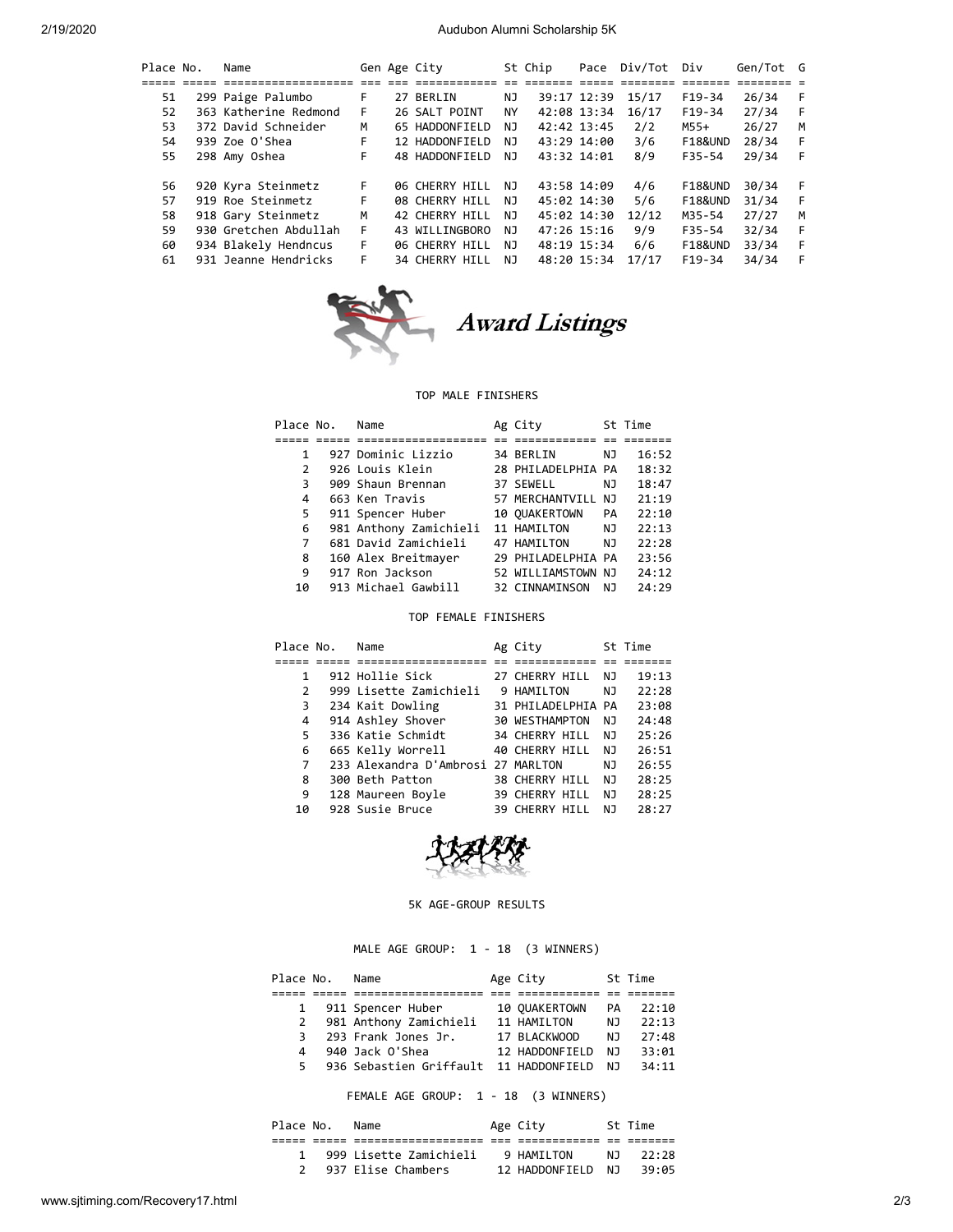| Place | No. | Name | Gen | Age | City | St | Chip | Pace | Div/Tot | Div | Gen/Tot | G |
|---|---|---|---|---|---|---|---|---|---|---|---|---|
| 51 | 299 | Paige Palumbo | F | 27 | BERLIN | NJ | 39:17 | 12:39 | 15/17 | F19-34 | 26/34 | F |
| 52 | 363 | Katherine Redmond | F | 26 | SALT POINT | NY | 42:08 | 13:34 | 16/17 | F19-34 | 27/34 | F |
| 53 | 372 | David Schneider | M | 65 | HADDONFIELD | NJ | 42:42 | 13:45 | 2/2 | M55+ | 26/27 | M |
| 54 | 939 | Zoe O'Shea | F | 12 | HADDONFIELD | NJ | 43:29 | 14:00 | 3/6 | F18&UND | 28/34 | F |
| 55 | 298 | Amy Oshea | F | 48 | HADDONFIELD | NJ | 43:32 | 14:01 | 8/9 | F35-54 | 29/34 | F |
| 56 | 920 | Kyra Steinmetz | F | 06 | CHERRY HILL | NJ | 43:58 | 14:09 | 4/6 | F18&UND | 30/34 | F |
| 57 | 919 | Roe Steinmetz | F | 08 | CHERRY HILL | NJ | 45:02 | 14:30 | 5/6 | F18&UND | 31/34 | F |
| 58 | 918 | Gary Steinmetz | M | 42 | CHERRY HILL | NJ | 45:02 | 14:30 | 12/12 | M35-54 | 27/27 | M |
| 59 | 930 | Gretchen Abdullah | F | 43 | WILLINGBORO | NJ | 47:26 | 15:16 | 9/9 | F35-54 | 32/34 | F |
| 60 | 934 | Blakely Hendncus | F | 06 | CHERRY HILL | NJ | 48:19 | 15:34 | 6/6 | F18&UND | 33/34 | F |
| 61 | 931 | Jeanne Hendricks | F | 34 | CHERRY HILL | NJ | 48:20 | 15:34 | 17/17 | F19-34 | 34/34 | F |

# *Award Listings*

## TOP MALE FINISHERS

| Place | No. | Name | Ag | City | St | Time |
|---|---|---|---|---|---|---|
| 1 | 927 | Dominic Lizzio | 34 | BERLIN | NJ | 16:52 |
| 2 | 926 | Louis Klein | 28 | PHILADELPHIA | PA | 18:32 |
| 3 | 909 | Shaun Brennan | 37 | SEWELL | NJ | 18:47 |
| 4 | 663 | Ken Travis | 57 | MERCHANTVILL | NJ | 21:19 |
| 5 | 911 | Spencer Huber | 10 | QUAKERTOWN | PA | 22:10 |
| 6 | 981 | Anthony Zamichieli | 11 | HAMILTON | NJ | 22:13 |
| 7 | 681 | David Zamichieli | 47 | HAMILTON | NJ | 22:28 |
| 8 | 160 | Alex Breitmayer | 29 | PHILADELPHIA | PA | 23:56 |
| 9 | 917 | Ron Jackson | 52 | WILLIAMSTOWN | NJ | 24:12 |
| 10 | 913 | Michael Gawbill | 32 | CINNAMINSON | NJ | 24:29 |

## TOP FEMALE FINISHERS

| Place | No. | Name | Ag | City | St | Time |
|---|---|---|---|---|---|---|
| 1 | 912 | Hollie Sick | 27 | CHERRY HILL | NJ | 19:13 |
| 2 | 999 | Lisette Zamichieli | 9 | HAMILTON | NJ | 22:28 |
| 3 | 234 | Kait Dowling | 31 | PHILADELPHIA | PA | 23:08 |
| 4 | 914 | Ashley Shover | 30 | WESTHAMPTON | NJ | 24:48 |
| 5 | 336 | Katie Schmidt | 34 | CHERRY HILL | NJ | 25:26 |
| 6 | 665 | Kelly Worrell | 40 | CHERRY HILL | NJ | 26:51 |
| 7 | 233 | Alexandra D'Ambrosi | 27 | MARLTON | NJ | 26:55 |
| 8 | 300 | Beth Patton | 38 | CHERRY HILL | NJ | 28:25 |
| 9 | 128 | Maureen Boyle | 39 | CHERRY HILL | NJ | 28:25 |
| 10 | 928 | Susie Bruce | 39 | CHERRY HILL | NJ | 28:27 |

## 5K AGE-GROUP RESULTS

### MALE AGE GROUP: 1 - 18 (3 WINNERS)

| Place | No. | Name | Age | City | St | Time |
|---|---|---|---|---|---|---|
| 1 | 911 | Spencer Huber | 10 | QUAKERTOWN | PA | 22:10 |
| 2 | 981 | Anthony Zamichieli | 11 | HAMILTON | NJ | 22:13 |
| 3 | 293 | Frank Jones Jr. | 17 | BLACKWOOD | NJ | 27:48 |
| 4 | 940 | Jack O'Shea | 12 | HADDONFIELD | NJ | 33:01 |
| 5 | 936 | Sebastien Griffault | 11 | HADDONFIELD | NJ | 34:11 |

### FEMALE AGE GROUP: 1 - 18 (3 WINNERS)

| Place | No. | Name | Age | City | St | Time |
|---|---|---|---|---|---|---|
| 1 | 999 | Lisette Zamichieli | 9 | HAMILTON | NJ | 22:28 |
| 2 | 937 | Elise Chambers | 12 | HADDONFIELD | NJ | 39:05 |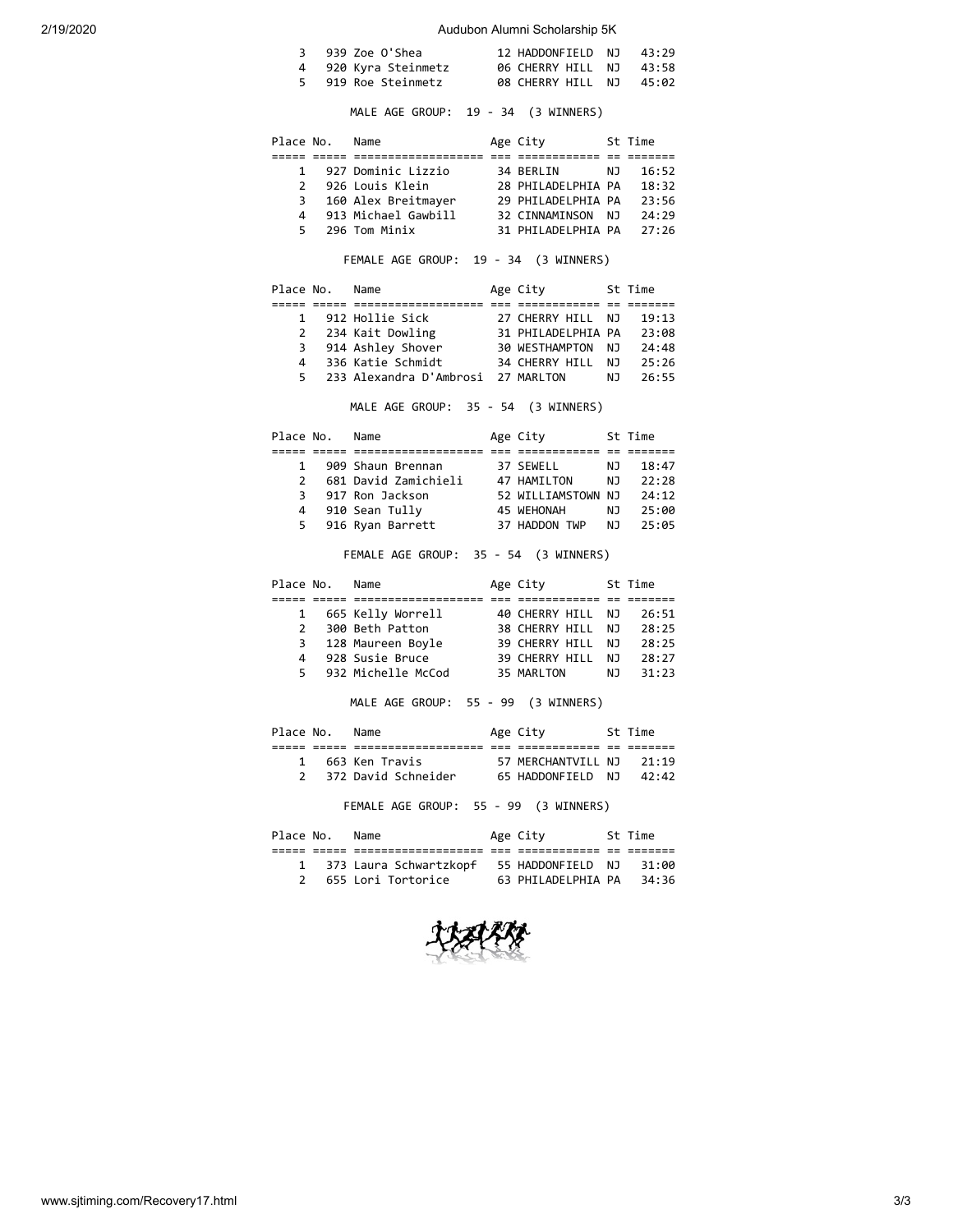| Place | No. | Name | Age | City | St | Time |
|---|---|---|---|---|---|---|
| 3 | 939 | Zoe O'Shea | 12 | HADDONFIELD | NJ | 43:29 |
| 4 | 920 | Kyra Steinmetz | 06 | CHERRY HILL | NJ | 43:58 |
| 5 | 919 | Roe Steinmetz | 08 | CHERRY HILL | NJ | 45:02 |

MALE AGE GROUP: 19 - 34 (3 WINNERS)

| Place | No. | Name | Age | City | St | Time |
|---|---|---|---|---|---|---|
| 1 | 927 | Dominic Lizzio | 34 | BERLIN | NJ | 16:52 |
| 2 | 926 | Louis Klein | 28 | PHILADELPHIA | PA | 18:32 |
| 3 | 160 | Alex Breitmayer | 29 | PHILADELPHIA | PA | 23:56 |
| 4 | 913 | Michael Gawbill | 32 | CINNAMINSON | NJ | 24:29 |
| 5 | 296 | Tom Minix | 31 | PHILADELPHIA | PA | 27:26 |

FEMALE AGE GROUP: 19 - 34 (3 WINNERS)

| Place | No. | Name | Age | City | St | Time |
|---|---|---|---|---|---|---|
| 1 | 912 | Hollie Sick | 27 | CHERRY HILL | NJ | 19:13 |
| 2 | 234 | Kait Dowling | 31 | PHILADELPHIA | PA | 23:08 |
| 3 | 914 | Ashley Shover | 30 | WESTHAMPTON | NJ | 24:48 |
| 4 | 336 | Katie Schmidt | 34 | CHERRY HILL | NJ | 25:26 |
| 5 | 233 | Alexandra D'Ambrosi | 27 | MARLTON | NJ | 26:55 |

MALE AGE GROUP: 35 - 54 (3 WINNERS)

| Place | No. | Name | Age | City | St | Time |
|---|---|---|---|---|---|---|
| 1 | 909 | Shaun Brennan | 37 | SEWELL | NJ | 18:47 |
| 2 | 681 | David Zamichieli | 47 | HAMILTON | NJ | 22:28 |
| 3 | 917 | Ron Jackson | 52 | WILLIAMSTOWN | NJ | 24:12 |
| 4 | 910 | Sean Tully | 45 | WEHONAH | NJ | 25:00 |
| 5 | 916 | Ryan Barrett | 37 | HADDON TWP | NJ | 25:05 |

FEMALE AGE GROUP: 35 - 54 (3 WINNERS)

| Place | No. | Name | Age | City | St | Time |
|---|---|---|---|---|---|---|
| 1 | 665 | Kelly Worrell | 40 | CHERRY HILL | NJ | 26:51 |
| 2 | 300 | Beth Patton | 38 | CHERRY HILL | NJ | 28:25 |
| 3 | 128 | Maureen Boyle | 39 | CHERRY HILL | NJ | 28:25 |
| 4 | 928 | Susie Bruce | 39 | CHERRY HILL | NJ | 28:27 |
| 5 | 932 | Michelle McCod | 35 | MARLTON | NJ | 31:23 |

MALE AGE GROUP: 55 - 99 (3 WINNERS)

| Place | No. | Name | Age | City | St | Time |
|---|---|---|---|---|---|---|
| 1 | 663 | Ken Travis | 57 | MERCHANTVILL | NJ | 21:19 |
| 2 | 372 | David Schneider | 65 | HADDONFIELD | NJ | 42:42 |

FEMALE AGE GROUP: 55 - 99 (3 WINNERS)

| Place | No. | Name | Age | City | St | Time |
|---|---|---|---|---|---|---|
| 1 | 373 | Laura Schwartzkopf | 55 | HADDONFIELD | NJ | 31:00 |
| 2 | 655 | Lori Tortorice | 63 | PHILADELPHIA | PA | 34:36 |